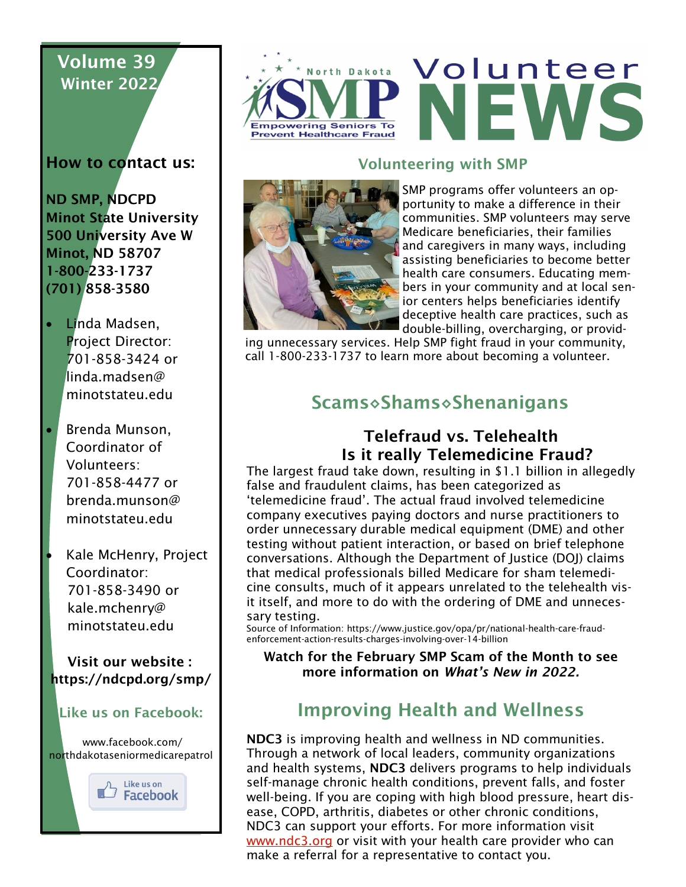# North Dakota SMP Volunteer NEWS

Empowering Seniors To Prevent Healthcare Fraud

**Volume 39**
**Winter 2022**

### How to contact us:

**ND SMP, NDCPD**
**Minot State University**
**500 University Ave W**
**Minot, ND 58707**
**1-800-233-1737**
**(701) 858-3580**

- Linda Madsen, Project Director: 701-858-3424 or linda.madsen@minotstateu.edu
- Brenda Munson, Coordinator of Volunteers: 701-858-4477 or brenda.munson@minotstateu.edu
- Kale McHenry, Project Coordinator: 701-858-3490 or kale.mchenry@minotstateu.edu

**Visit our website : https://ndcpd.org/smp/**

**Like us on Facebook:**

www.facebook.com/northdakotaseniormedicarepatrol

Like us on Facebook

## Volunteering with SMP

SMP programs offer volunteers an opportunity to make a difference in their communities. SMP volunteers may serve Medicare beneficiaries, their families and caregivers in many ways, including assisting beneficiaries to become better health care consumers. Educating members in your community and at local senior centers helps beneficiaries identify deceptive health care practices, such as double-billing, overcharging, or providing unnecessary services. Help SMP fight fraud in your community, call 1-800-233-1737 to learn more about becoming a volunteer.

## Scams⋄Shams⋄Shenanigans

### Telefraud vs. Telehealth
### Is it really Telemedicine Fraud?

The largest fraud take down, resulting in $1.1 billion in allegedly false and fraudulent claims, has been categorized as 'telemedicine fraud'. The actual fraud involved telemedicine company executives paying doctors and nurse practitioners to order unnecessary durable medical equipment (DME) and other testing without patient interaction, or based on brief telephone conversations. Although the Department of Justice (DOJ) claims that medical professionals billed Medicare for sham telemedicine consults, much of it appears unrelated to the telehealth visit itself, and more to do with the ordering of DME and unnecessary testing.

Source of Information: https://www.justice.gov/opa/pr/national-health-care-fraud-enforcement-action-results-charges-involving-over-14-billion

**Watch for the February SMP Scam of the Month to see more information on *What's New in 2022.***

## Improving Health and Wellness

**NDC3** is improving health and wellness in ND communities. Through a network of local leaders, community organizations and health systems, **NDC3** delivers programs to help individuals self-manage chronic health conditions, prevent falls, and foster well-being. If you are coping with high blood pressure, heart disease, COPD, arthritis, diabetes or other chronic conditions, NDC3 can support your efforts. For more information visit www.ndc3.org or visit with your health care provider who can make a referral for a representative to contact you.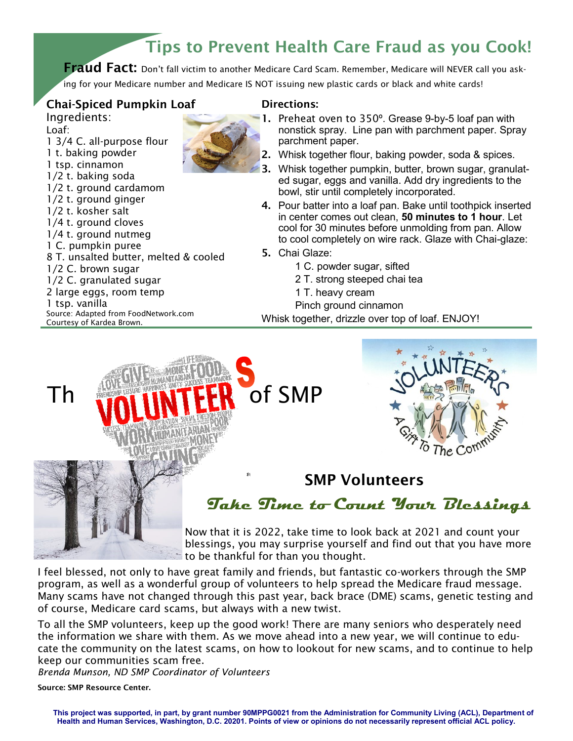# Tips to Prevent Health Care Fraud as you Cook!

**Fraud Fact:** Don't fall victim to another Medicare Card Scam. Remember, Medicare will NEVER call you asking for your Medicare number and Medicare IS NOT issuing new plastic cards or black and white cards!

## Chai-Spiced Pumpkin Loaf

Ingredients:

Loaf:

- 1 3/4 C. all-purpose flour
- 1 t. baking powder
- 1 tsp. cinnamon
- 1/2 t. baking soda
- 1/2 t. ground cardamom
- 1/2 t. ground ginger
- 1/2 t. kosher salt
- 1/4 t. ground cloves
- 1/4 t. ground nutmeg
- 1 C. pumpkin puree
- 8 T. unsalted butter, melted & cooled
- 1/2 C. brown sugar
- 1/2 C. granulated sugar
- 2 large eggs, room temp
- 1 tsp. vanilla

Source: Adapted from FoodNetwork.com
Courtesy of Kardea Brown.

**Directions:**

1. Preheat oven to 350º. Grease 9-by-5 loaf pan with nonstick spray. Line pan with parchment paper. Spray parchment paper.
2. Whisk together flour, baking powder, soda & spices.
3. Whisk together pumpkin, butter, brown sugar, granulated sugar, eggs and vanilla. Add dry ingredients to the bowl, stir until completely incorporated.
4. Pour batter into a loaf pan. Bake until toothpick inserted in center comes out clean, **50 minutes to 1 hour**. Let cool for 30 minutes before unmolding from pan. Allow to cool completely on wire rack. Glaze with Chai-glaze:
5. Chai Glaze:
   - 1 C. powder sugar, sifted
   - 2 T. strong steeped chai tea
   - 1 T. heavy cream
   - Pinch ground cinnamon

Whisk together, drizzle over top of loaf. ENJOY!

# The VOLUNTEERS of SMP

## SMP Volunteers

### *Take Time to Count Your Blessings*

Now that it is 2022, take time to look back at 2021 and count your blessings, you may surprise yourself and find out that you have more to be thankful for than you thought.

I feel blessed, not only to have great family and friends, but fantastic co-workers through the SMP program, as well as a wonderful group of volunteers to help spread the Medicare fraud message. Many scams have not changed through this past year, back brace (DME) scams, genetic testing and of course, Medicare card scams, but always with a new twist.

To all the SMP volunteers, keep up the good work! There are many seniors who desperately need the information we share with them. As we move ahead into a new year, we will continue to educate the community on the latest scams, on how to lookout for new scams, and to continue to help keep our communities scam free.

*Brenda Munson, ND SMP Coordinator of Volunteers*

**Source: SMP Resource Center.**

**This project was supported, in part, by grant number 90MPPG0021 from the Administration for Community Living (ACL), Department of Health and Human Services, Washington, D.C. 20201. Points of view or opinions do not necessarily represent official ACL policy.**